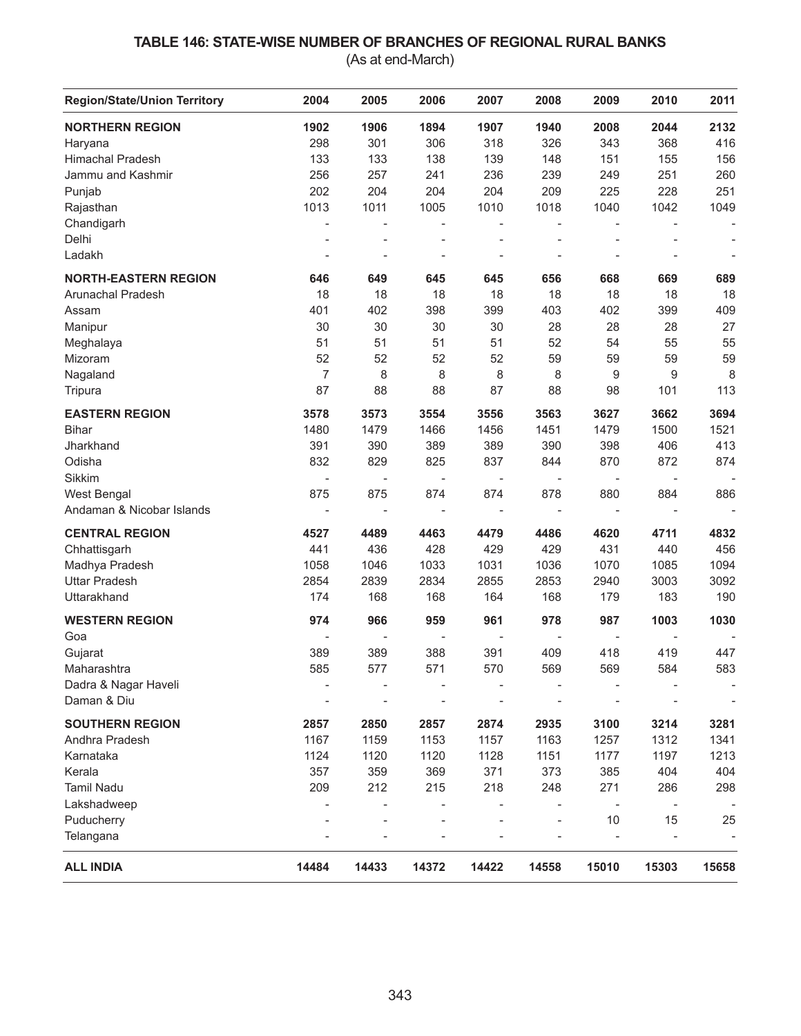## TABLE 146: STATE-WISE NUMBER OF BRANCHES OF REGIONAL RURAL BANKS

(As at end-March)

| Region/State/Union Territory | 2004 | 2005 | 2006 | 2007 | 2008 | 2009 | 2010 | 2011 |
|---|---|---|---|---|---|---|---|---|
| **NORTHERN REGION** | **1902** | **1906** | **1894** | **1907** | **1940** | **2008** | **2044** | **2132** |
| Haryana | 298 | 301 | 306 | 318 | 326 | 343 | 368 | 416 |
| Himachal Pradesh | 133 | 133 | 138 | 139 | 148 | 151 | 155 | 156 |
| Jammu and Kashmir | 256 | 257 | 241 | 236 | 239 | 249 | 251 | 260 |
| Punjab | 202 | 204 | 204 | 204 | 209 | 225 | 228 | 251 |
| Rajasthan | 1013 | 1011 | 1005 | 1010 | 1018 | 1040 | 1042 | 1049 |
| Chandigarh | - | - | - | - | - | - | - | - |
| Delhi | - | - | - | - | - | - | - | - |
| Ladakh | - | - | - | - | - | - | - | - |
| **NORTH-EASTERN REGION** | **646** | **649** | **645** | **645** | **656** | **668** | **669** | **689** |
| Arunachal Pradesh | 18 | 18 | 18 | 18 | 18 | 18 | 18 | 18 |
| Assam | 401 | 402 | 398 | 399 | 403 | 402 | 399 | 409 |
| Manipur | 30 | 30 | 30 | 30 | 28 | 28 | 28 | 27 |
| Meghalaya | 51 | 51 | 51 | 51 | 52 | 54 | 55 | 55 |
| Mizoram | 52 | 52 | 52 | 52 | 59 | 59 | 59 | 59 |
| Nagaland | 7 | 8 | 8 | 8 | 8 | 9 | 9 | 8 |
| Tripura | 87 | 88 | 88 | 87 | 88 | 98 | 101 | 113 |
| **EASTERN REGION** | **3578** | **3573** | **3554** | **3556** | **3563** | **3627** | **3662** | **3694** |
| Bihar | 1480 | 1479 | 1466 | 1456 | 1451 | 1479 | 1500 | 1521 |
| Jharkhand | 391 | 390 | 389 | 389 | 390 | 398 | 406 | 413 |
| Odisha | 832 | 829 | 825 | 837 | 844 | 870 | 872 | 874 |
| Sikkim | - | - | - | - | - | - | - | - |
| West Bengal | 875 | 875 | 874 | 874 | 878 | 880 | 884 | 886 |
| Andaman & Nicobar Islands | - | - | - | - | - | - | - | - |
| **CENTRAL REGION** | **4527** | **4489** | **4463** | **4479** | **4486** | **4620** | **4711** | **4832** |
| Chhattisgarh | 441 | 436 | 428 | 429 | 429 | 431 | 440 | 456 |
| Madhya Pradesh | 1058 | 1046 | 1033 | 1031 | 1036 | 1070 | 1085 | 1094 |
| Uttar Pradesh | 2854 | 2839 | 2834 | 2855 | 2853 | 2940 | 3003 | 3092 |
| Uttarakhand | 174 | 168 | 168 | 164 | 168 | 179 | 183 | 190 |
| **WESTERN REGION** | **974** | **966** | **959** | **961** | **978** | **987** | **1003** | **1030** |
| Goa | - | - | - | - | - | - | - | - |
| Gujarat | 389 | 389 | 388 | 391 | 409 | 418 | 419 | 447 |
| Maharashtra | 585 | 577 | 571 | 570 | 569 | 569 | 584 | 583 |
| Dadra & Nagar Haveli | - | - | - | - | - | - | - | - |
| Daman & Diu | - | - | - | - | - | - | - | - |
| **SOUTHERN REGION** | **2857** | **2850** | **2857** | **2874** | **2935** | **3100** | **3214** | **3281** |
| Andhra Pradesh | 1167 | 1159 | 1153 | 1157 | 1163 | 1257 | 1312 | 1341 |
| Karnataka | 1124 | 1120 | 1120 | 1128 | 1151 | 1177 | 1197 | 1213 |
| Kerala | 357 | 359 | 369 | 371 | 373 | 385 | 404 | 404 |
| Tamil Nadu | 209 | 212 | 215 | 218 | 248 | 271 | 286 | 298 |
| Lakshadweep | - | - | - | - | - | - | - | - |
| Puducherry | - | - | - | - | - | 10 | 15 | 25 |
| Telangana | - | - | - | - | - | - | - | - |
| **ALL INDIA** | **14484** | **14433** | **14372** | **14422** | **14558** | **15010** | **15303** | **15658** |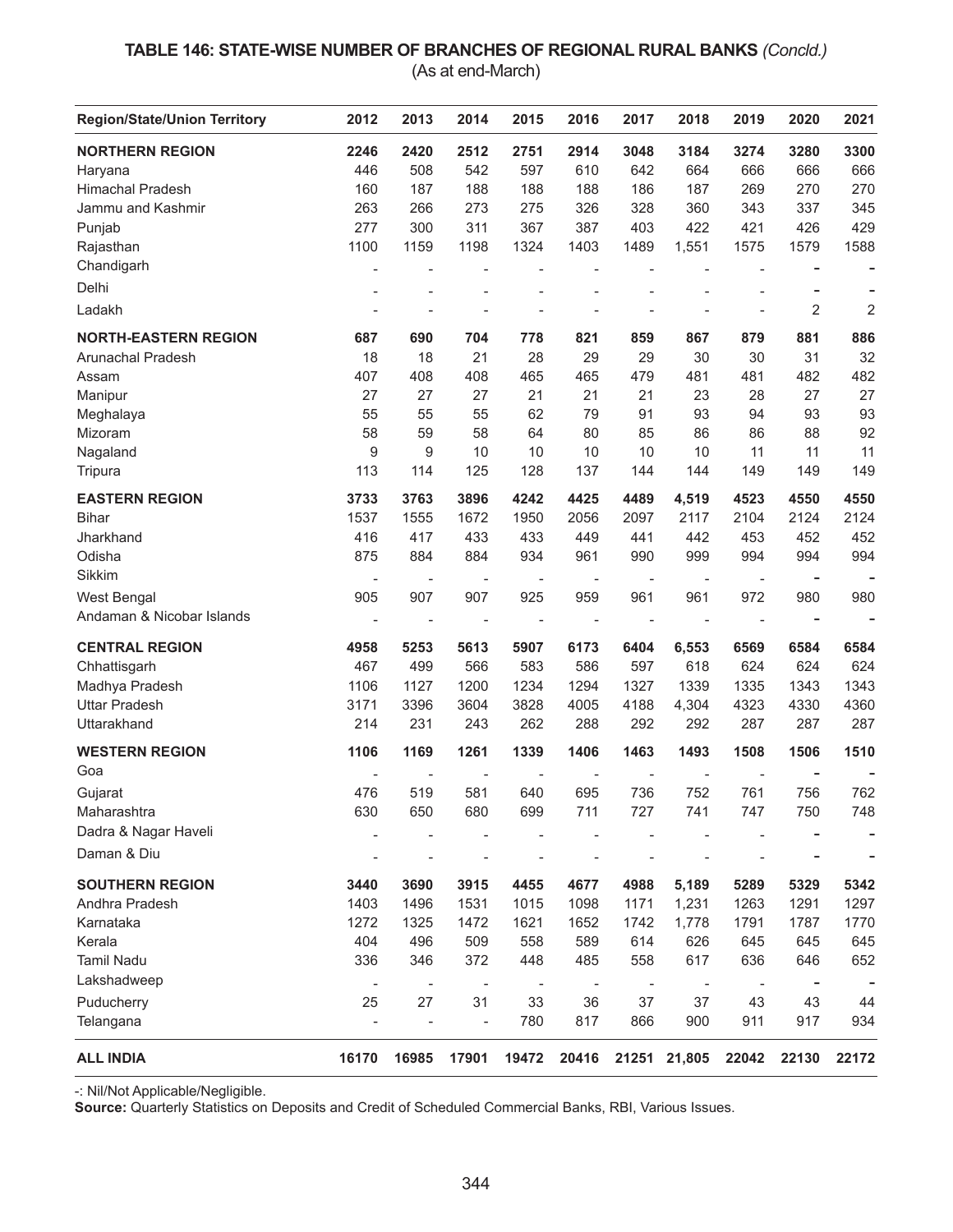**TABLE 146: STATE-WISE NUMBER OF BRANCHES OF REGIONAL RURAL BANKS** *(Concld.)*

(As at end-March)

| Region/State/Union Territory | 2012 | 2013 | 2014 | 2015 | 2016 | 2017 | 2018 | 2019 | 2020 | 2021 |
|---|---|---|---|---|---|---|---|---|---|---|
| **NORTHERN REGION** | **2246** | **2420** | **2512** | **2751** | **2914** | **3048** | **3184** | **3274** | **3280** | **3300** |
| Haryana | 446 | 508 | 542 | 597 | 610 | 642 | 664 | 666 | 666 | 666 |
| Himachal Pradesh | 160 | 187 | 188 | 188 | 188 | 186 | 187 | 269 | 270 | 270 |
| Jammu and Kashmir | 263 | 266 | 273 | 275 | 326 | 328 | 360 | 343 | 337 | 345 |
| Punjab | 277 | 300 | 311 | 367 | 387 | 403 | 422 | 421 | 426 | 429 |
| Rajasthan | 1100 | 1159 | 1198 | 1324 | 1403 | 1489 | 1,551 | 1575 | 1579 | 1588 |
| Chandigarh | - | - | - | - | - | - | - | - | - | - |
| Delhi | - | - | - | - | - | - | - | - | - | - |
| Ladakh | - | - | - | - | - | - | - | - | 2 | 2 |
| **NORTH-EASTERN REGION** | **687** | **690** | **704** | **778** | **821** | **859** | **867** | **879** | **881** | **886** |
| Arunachal Pradesh | 18 | 18 | 21 | 28 | 29 | 29 | 30 | 30 | 31 | 32 |
| Assam | 407 | 408 | 408 | 465 | 465 | 479 | 481 | 481 | 482 | 482 |
| Manipur | 27 | 27 | 27 | 21 | 21 | 21 | 23 | 28 | 27 | 27 |
| Meghalaya | 55 | 55 | 55 | 62 | 79 | 91 | 93 | 94 | 93 | 93 |
| Mizoram | 58 | 59 | 58 | 64 | 80 | 85 | 86 | 86 | 88 | 92 |
| Nagaland | 9 | 9 | 10 | 10 | 10 | 10 | 10 | 11 | 11 | 11 |
| Tripura | 113 | 114 | 125 | 128 | 137 | 144 | 144 | 149 | 149 | 149 |
| **EASTERN REGION** | **3733** | **3763** | **3896** | **4242** | **4425** | **4489** | **4,519** | **4523** | **4550** | **4550** |
| Bihar | 1537 | 1555 | 1672 | 1950 | 2056 | 2097 | 2117 | 2104 | 2124 | 2124 |
| Jharkhand | 416 | 417 | 433 | 433 | 449 | 441 | 442 | 453 | 452 | 452 |
| Odisha | 875 | 884 | 884 | 934 | 961 | 990 | 999 | 994 | 994 | 994 |
| Sikkim | - | - | - | - | - | - | - | - | - | - |
| West Bengal | 905 | 907 | 907 | 925 | 959 | 961 | 961 | 972 | 980 | 980 |
| Andaman & Nicobar Islands | - | - | - | - | - | - | - | - | - | - |
| **CENTRAL REGION** | **4958** | **5253** | **5613** | **5907** | **6173** | **6404** | **6,553** | **6569** | **6584** | **6584** |
| Chhattisgarh | 467 | 499 | 566 | 583 | 586 | 597 | 618 | 624 | 624 | 624 |
| Madhya Pradesh | 1106 | 1127 | 1200 | 1234 | 1294 | 1327 | 1339 | 1335 | 1343 | 1343 |
| Uttar Pradesh | 3171 | 3396 | 3604 | 3828 | 4005 | 4188 | 4,304 | 4323 | 4330 | 4360 |
| Uttarakhand | 214 | 231 | 243 | 262 | 288 | 292 | 292 | 287 | 287 | 287 |
| **WESTERN REGION** | **1106** | **1169** | **1261** | **1339** | **1406** | **1463** | **1493** | **1508** | **1506** | **1510** |
| Goa | - | - | - | - | - | - | - | - | - | - |
| Gujarat | 476 | 519 | 581 | 640 | 695 | 736 | 752 | 761 | 756 | 762 |
| Maharashtra | 630 | 650 | 680 | 699 | 711 | 727 | 741 | 747 | 750 | 748 |
| Dadra & Nagar Haveli | - | - | - | - | - | - | - | - | - | - |
| Daman & Diu | - | - | - | - | - | - | - | - | - | - |
| **SOUTHERN REGION** | **3440** | **3690** | **3915** | **4455** | **4677** | **4988** | **5,189** | **5289** | **5329** | **5342** |
| Andhra Pradesh | 1403 | 1496 | 1531 | 1015 | 1098 | 1171 | 1,231 | 1263 | 1291 | 1297 |
| Karnataka | 1272 | 1325 | 1472 | 1621 | 1652 | 1742 | 1,778 | 1791 | 1787 | 1770 |
| Kerala | 404 | 496 | 509 | 558 | 589 | 614 | 626 | 645 | 645 | 645 |
| Tamil Nadu | 336 | 346 | 372 | 448 | 485 | 558 | 617 | 636 | 646 | 652 |
| Lakshadweep | - | - | - | - | - | - | - | - | - | - |
| Puducherry | 25 | 27 | 31 | 33 | 36 | 37 | 37 | 43 | 43 | 44 |
| Telangana | - | - | - | 780 | 817 | 866 | 900 | 911 | 917 | 934 |
| **ALL INDIA** | **16170** | **16985** | **17901** | **19472** | **20416** | **21251** | **21,805** | **22042** | **22130** | **22172** |

-: Nil/Not Applicable/Negligible.

**Source:** Quarterly Statistics on Deposits and Credit of Scheduled Commercial Banks, RBI, Various Issues.